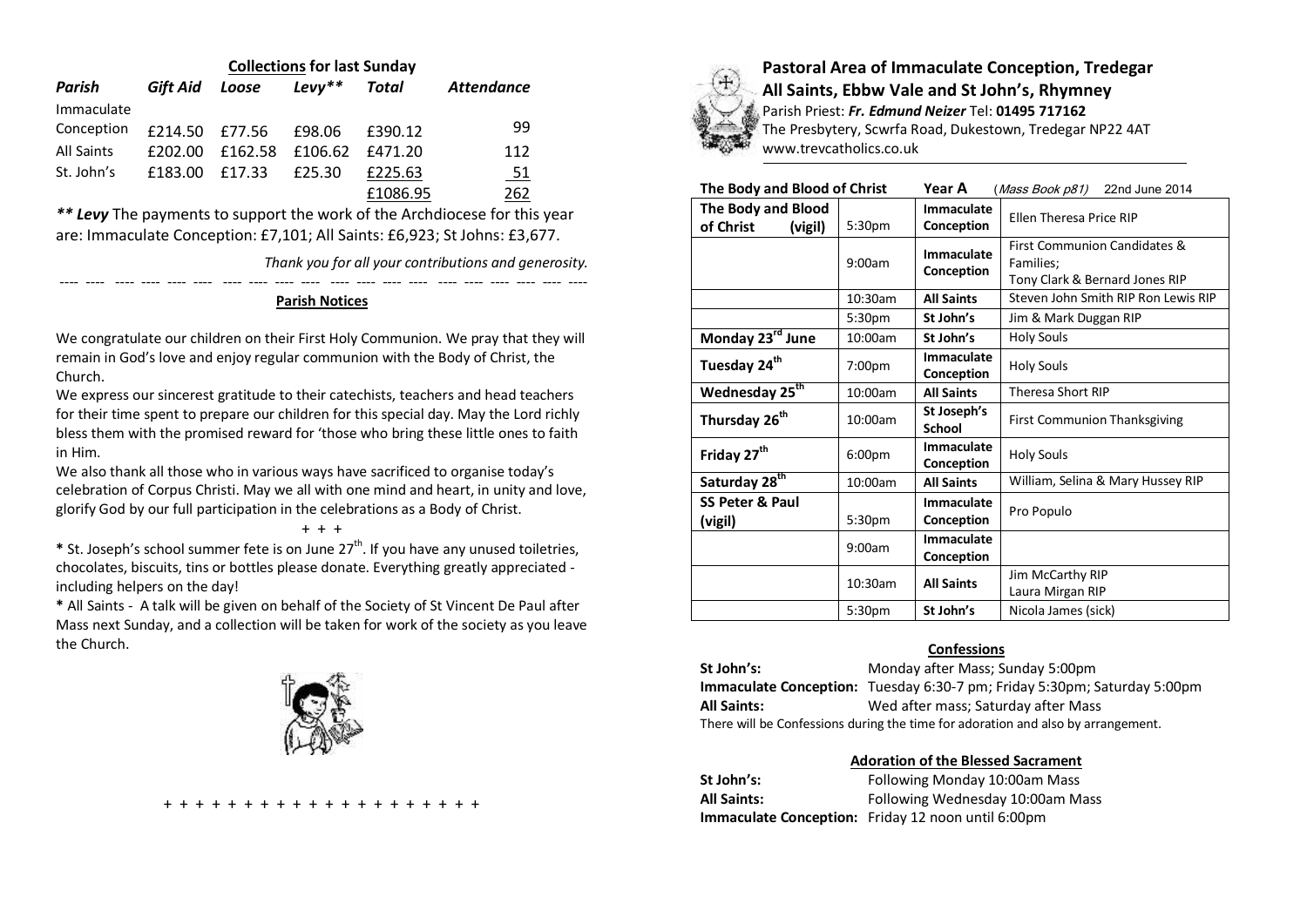**Collections for last Sunday**

| *Parish* | *Gift Aid* | *Loose* | *Levy*** | *Total* | *Attendance* |
|---|---|---|---|---|---|
| Immaculate Conception | £214.50 | £77.56 | £98.06 | £390.12 | 99 |
| All Saints | £202.00 | £162.58 | £106.62 | £471.20 | 112 |
| St. John's | £183.00 | £17.33 | £25.30 | £225.63 | 51 |
| | | | | £1086.95 | 262 |

***** Levy*** The payments to support the work of the Archdiocese for this year are: Immaculate Conception: £7,101; All Saints: £6,923; St Johns: £3,677.

*Thank you for all your contributions and generosity.*

**Parish Notices**

We congratulate our children on their First Holy Communion. We pray that they will remain in God's love and enjoy regular communion with the Body of Christ, the Church.

We express our sincerest gratitude to their catechists, teachers and head teachers for their time spent to prepare our children for this special day. May the Lord richly bless them with the promised reward for 'those who bring these little ones to faith in Him.

We also thank all those who in various ways have sacrificed to organise today's celebration of Corpus Christi. May we all with one mind and heart, in unity and love, glorify God by our full participation in the celebrations as a Body of Christ.

\+ + +

* St. Joseph's school summer fete is on June 27th. If you have any unused toiletries, chocolates, biscuits, tins or bottles please donate. Everything greatly appreciated - including helpers on the day!

* All Saints - A talk will be given on behalf of the Society of St Vincent De Paul after Mass next Sunday, and a collection will be taken for work of the society as you leave the Church.

\+ + + + + + + + + + + + + + + + + + + + +

## Pastoral Area of Immaculate Conception, Tredegar
## All Saints, Ebbw Vale and St John's, Rhymney

Parish Priest: ***Fr. Edmund Neizer*** Tel: **01495 717162**
The Presbytery, Scwrfa Road, Dukestown, Tredegar NP22 4AT
www.trevcatholics.co.uk

**The Body and Blood of Christ** **Year A** (*Mass Book p81*) 22nd June 2014

| | | | |
|---|---|---|---|
| **The Body and Blood of Christ (vigil)** | 5:30pm | **Immaculate Conception** | Ellen Theresa Price RIP |
| | 9:00am | **Immaculate Conception** | First Communion Candidates & Families; Tony Clark & Bernard Jones RIP |
| | 10:30am | **All Saints** | Steven John Smith RIP Ron Lewis RIP |
| | 5:30pm | **St John's** | Jim & Mark Duggan RIP |
| **Monday 23rd June** | 10:00am | **St John's** | Holy Souls |
| **Tuesday 24th** | 7:00pm | **Immaculate Conception** | Holy Souls |
| **Wednesday 25th** | 10:00am | **All Saints** | Theresa Short RIP |
| **Thursday 26th** | 10:00am | **St Joseph's School** | First Communion Thanksgiving |
| **Friday 27th** | 6:00pm | **Immaculate Conception** | Holy Souls |
| **Saturday 28th** | 10:00am | **All Saints** | William, Selina & Mary Hussey RIP |
| **SS Peter & Paul (vigil)** | 5:30pm | **Immaculate Conception** | Pro Populo |
| | 9:00am | **Immaculate Conception** | |
| | 10:30am | **All Saints** | Jim McCarthy RIP Laura Mirgan RIP |
| | 5:30pm | **St John's** | Nicola James (sick) |

**Confessions**

**St John's:** Monday after Mass; Sunday 5:00pm
**Immaculate Conception:** Tuesday 6:30-7 pm; Friday 5:30pm; Saturday 5:00pm
**All Saints:** Wed after mass; Saturday after Mass
There will be Confessions during the time for adoration and also by arrangement.

**Adoration of the Blessed Sacrament**

**St John's:** Following Monday 10:00am Mass
**All Saints:** Following Wednesday 10:00am Mass
**Immaculate Conception:** Friday 12 noon until 6:00pm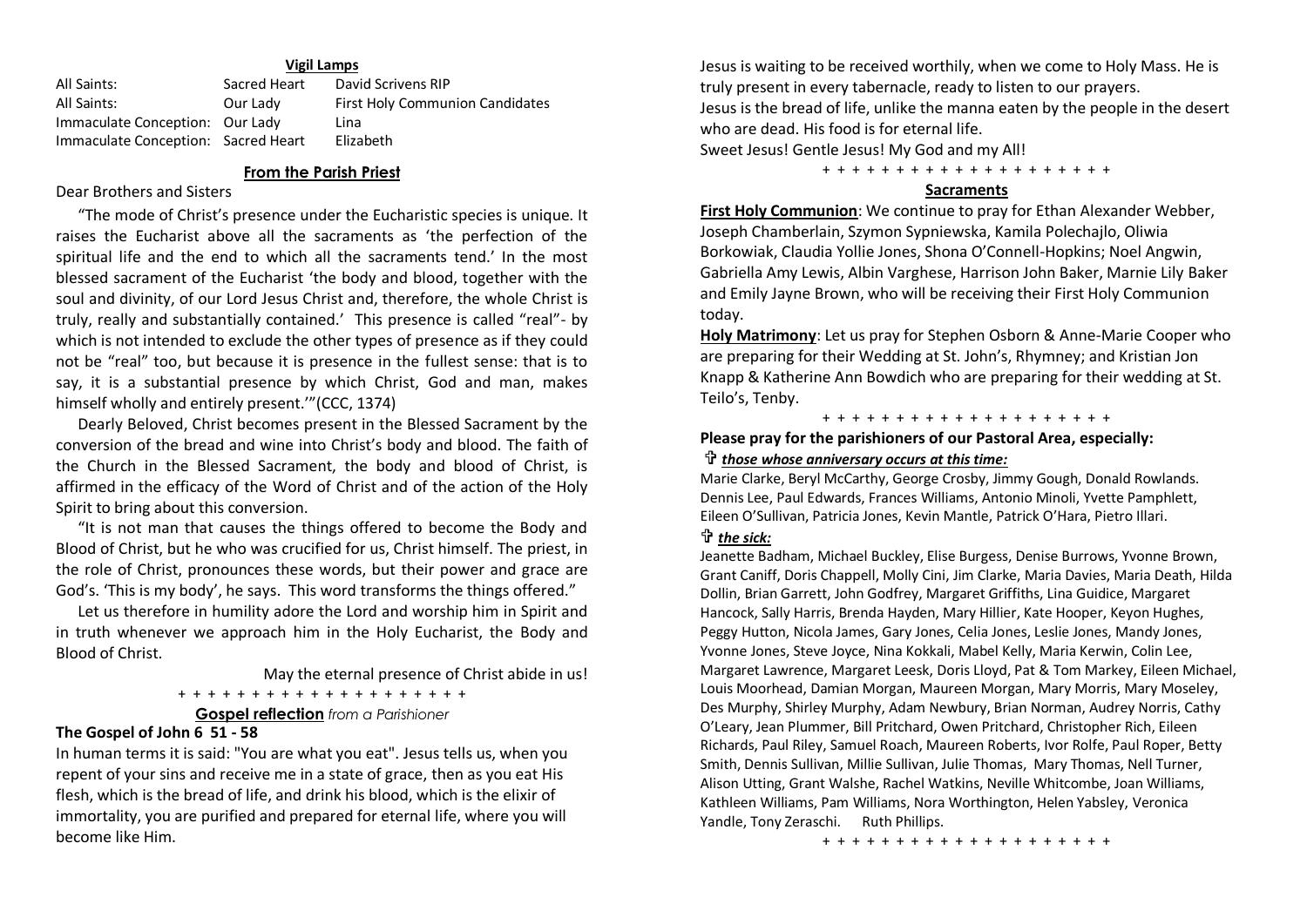**Vigil Lamps**

| | | |
|---|---|---|
| All Saints: | Sacred Heart | David Scrivens RIP |
| All Saints: | Our Lady | First Holy Communion Candidates |
| Immaculate Conception: | Our Lady | Lina |
| Immaculate Conception: | Sacred Heart | Elizabeth |

## From the Parish Priest

Dear Brothers and Sisters

"The mode of Christ's presence under the Eucharistic species is unique. It raises the Eucharist above all the sacraments as 'the perfection of the spiritual life and the end to which all the sacraments tend.' In the most blessed sacrament of the Eucharist 'the body and blood, together with the soul and divinity, of our Lord Jesus Christ and, therefore, the whole Christ is truly, really and substantially contained.' This presence is called "real"- by which is not intended to exclude the other types of presence as if they could not be "real" too, but because it is presence in the fullest sense: that is to say, it is a substantial presence by which Christ, God and man, makes himself wholly and entirely present.'"(CCC, 1374)

Dearly Beloved, Christ becomes present in the Blessed Sacrament by the conversion of the bread and wine into Christ's body and blood. The faith of the Church in the Blessed Sacrament, the body and blood of Christ, is affirmed in the efficacy of the Word of Christ and of the action of the Holy Spirit to bring about this conversion.

"It is not man that causes the things offered to become the Body and Blood of Christ, but he who was crucified for us, Christ himself. The priest, in the role of Christ, pronounces these words, but their power and grace are God's. 'This is my body', he says. This word transforms the things offered."

Let us therefore in humility adore the Lord and worship him in Spirit and in truth whenever we approach him in the Holy Eucharist, the Body and Blood of Christ.

May the eternal presence of Christ abide in us!

+ + + + + + + + + + + + + + + + + + + + +

**Gospel reflection** *from a Parishioner*

**The Gospel of John 6 51 - 58**

In human terms it is said: "You are what you eat". Jesus tells us, when you repent of your sins and receive me in a state of grace, then as you eat His flesh, which is the bread of life, and drink his blood, which is the elixir of immortality, you are purified and prepared for eternal life, where you will become like Him.

Jesus is waiting to be received worthily, when we come to Holy Mass. He is truly present in every tabernacle, ready to listen to our prayers.
Jesus is the bread of life, unlike the manna eaten by the people in the desert who are dead. His food is for eternal life.
Sweet Jesus! Gentle Jesus! My God and my All!

+ + + + + + + + + + + + + + + + + + + + +

## Sacraments

**First Holy Communion**: We continue to pray for Ethan Alexander Webber, Joseph Chamberlain, Szymon Sypniewska, Kamila Polechajlo, Oliwia Borkowiak, Claudia Yollie Jones, Shona O'Connell-Hopkins; Noel Angwin, Gabriella Amy Lewis, Albin Varghese, Harrison John Baker, Marnie Lily Baker and Emily Jayne Brown, who will be receiving their First Holy Communion today.

**Holy Matrimony**: Let us pray for Stephen Osborn & Anne-Marie Cooper who are preparing for their Wedding at St. John's, Rhymney; and Kristian Jon Knapp & Katherine Ann Bowdich who are preparing for their wedding at St. Teilo's, Tenby.

+ + + + + + + + + + + + + + + + + + + + +

**Please pray for the parishioners of our Pastoral Area, especially:**

✞ ***those whose anniversary occurs at this time:***

Marie Clarke, Beryl McCarthy, George Crosby, Jimmy Gough, Donald Rowlands. Dennis Lee, Paul Edwards, Frances Williams, Antonio Minoli, Yvette Pamphlett, Eileen O'Sullivan, Patricia Jones, Kevin Mantle, Patrick O'Hara, Pietro Illari.

✞ ***the sick:***

Jeanette Badham, Michael Buckley, Elise Burgess, Denise Burrows, Yvonne Brown, Grant Caniff, Doris Chappell, Molly Cini, Jim Clarke, Maria Davies, Maria Death, Hilda Dollin, Brian Garrett, John Godfrey, Margaret Griffiths, Lina Guidice, Margaret Hancock, Sally Harris, Brenda Hayden, Mary Hillier, Kate Hooper, Keyon Hughes, Peggy Hutton, Nicola James, Gary Jones, Celia Jones, Leslie Jones, Mandy Jones, Yvonne Jones, Steve Joyce, Nina Kokkali, Mabel Kelly, Maria Kerwin, Colin Lee, Margaret Lawrence, Margaret Leesk, Doris Lloyd, Pat & Tom Markey, Eileen Michael, Louis Moorhead, Damian Morgan, Maureen Morgan, Mary Morris, Mary Moseley, Des Murphy, Shirley Murphy, Adam Newbury, Brian Norman, Audrey Norris, Cathy O'Leary, Jean Plummer, Bill Pritchard, Owen Pritchard, Christopher Rich, Eileen Richards, Paul Riley, Samuel Roach, Maureen Roberts, Ivor Rolfe, Paul Roper, Betty Smith, Dennis Sullivan, Millie Sullivan, Julie Thomas, Mary Thomas, Nell Turner, Alison Utting, Grant Walshe, Rachel Watkins, Neville Whitcombe, Joan Williams, Kathleen Williams, Pam Williams, Nora Worthington, Helen Yabsley, Veronica Yandle, Tony Zeraschi. Ruth Phillips.

+ + + + + + + + + + + + + + + + + + + + +